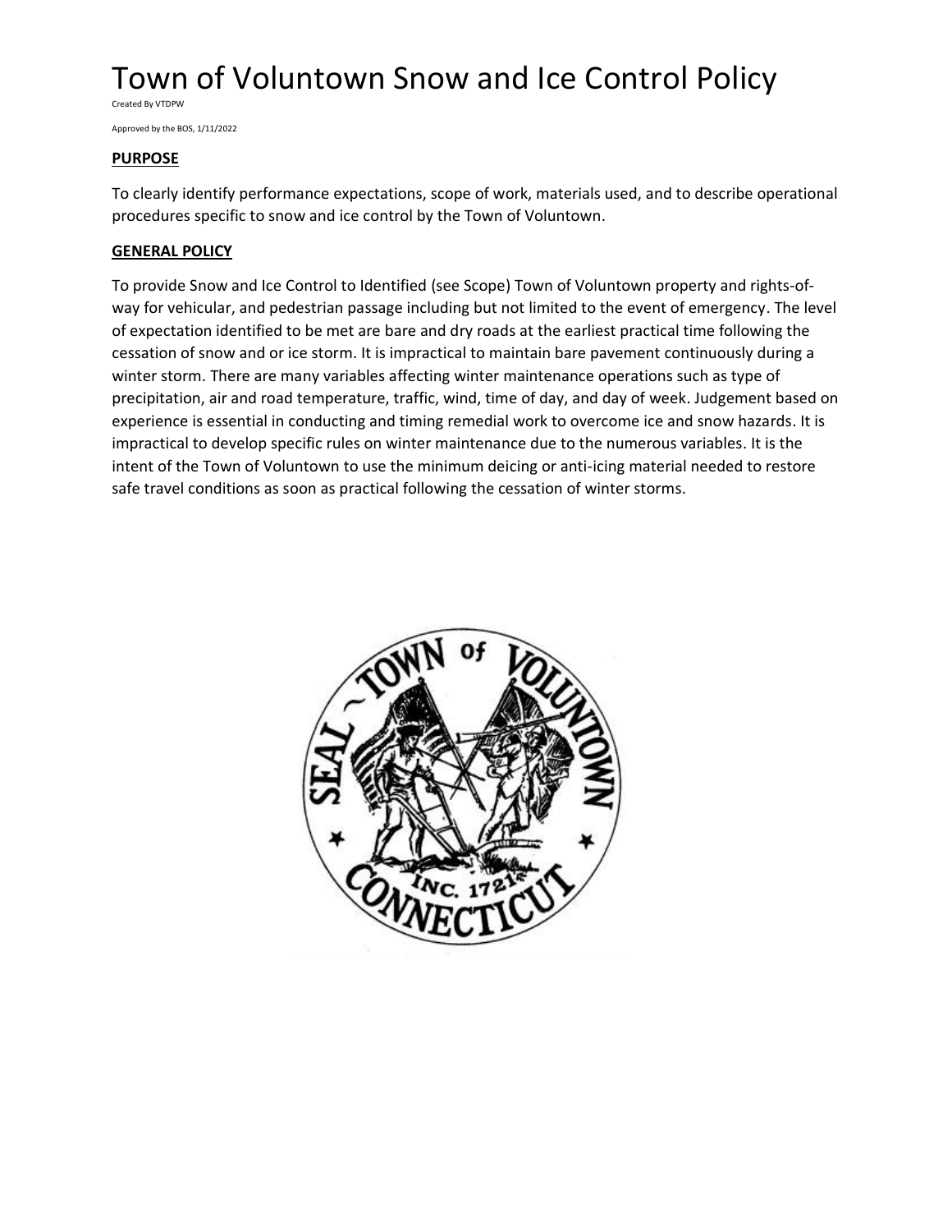# Town of Voluntown Snow and Ice Control Policy

Created By VTDPW

Approved by the BOS, 1/11/2022

## PURPOSE

To clearly identify performance expectations, scope of work, materials used, and to describe operational procedures specific to snow and ice control by the Town of Voluntown.

## GENERAL POLICY

To provide Snow and Ice Control to Identified (see Scope) Town of Voluntown property and rights-of-way for vehicular, and pedestrian passage including but not limited to the event of emergency. The level of expectation identified to be met are bare and dry roads at the earliest practical time following the cessation of snow and or ice storm. It is impractical to maintain bare pavement continuously during a winter storm. There are many variables affecting winter maintenance operations such as type of precipitation, air and road temperature, traffic, wind, time of day, and day of week. Judgement based on experience is essential in conducting and timing remedial work to overcome ice and snow hazards. It is impractical to develop specific rules on winter maintenance due to the numerous variables. It is the intent of the Town of Voluntown to use the minimum deicing or anti-icing material needed to restore safe travel conditions as soon as practical following the cessation of winter storms.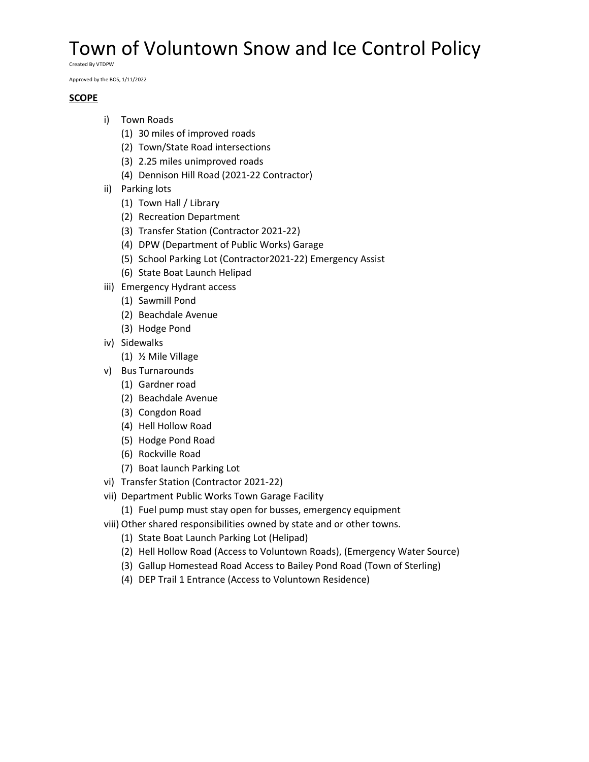# Town of Voluntown Snow and Ice Control Policy

Created By VTDPW

Approved by the BOS, 1/11/2022

**SCOPE**

- i) Town Roads
  - (1) 30 miles of improved roads
  - (2) Town/State Road intersections
  - (3) 2.25 miles unimproved roads
  - (4) Dennison Hill Road (2021-22 Contractor)
- ii) Parking lots
  - (1) Town Hall / Library
  - (2) Recreation Department
  - (3) Transfer Station (Contractor 2021-22)
  - (4) DPW (Department of Public Works) Garage
  - (5) School Parking Lot (Contractor2021-22) Emergency Assist
  - (6) State Boat Launch Helipad
- iii) Emergency Hydrant access
  - (1) Sawmill Pond
  - (2) Beachdale Avenue
  - (3) Hodge Pond
- iv) Sidewalks
  - (1) ½ Mile Village
- v) Bus Turnarounds
  - (1) Gardner road
  - (2) Beachdale Avenue
  - (3) Congdon Road
  - (4) Hell Hollow Road
  - (5) Hodge Pond Road
  - (6) Rockville Road
  - (7) Boat launch Parking Lot
- vi) Transfer Station (Contractor 2021-22)
- vii) Department Public Works Town Garage Facility
  - (1) Fuel pump must stay open for busses, emergency equipment
- viii) Other shared responsibilities owned by state and or other towns.
  - (1) State Boat Launch Parking Lot (Helipad)
  - (2) Hell Hollow Road (Access to Voluntown Roads), (Emergency Water Source)
  - (3) Gallup Homestead Road Access to Bailey Pond Road (Town of Sterling)
  - (4) DEP Trail 1 Entrance (Access to Voluntown Residence)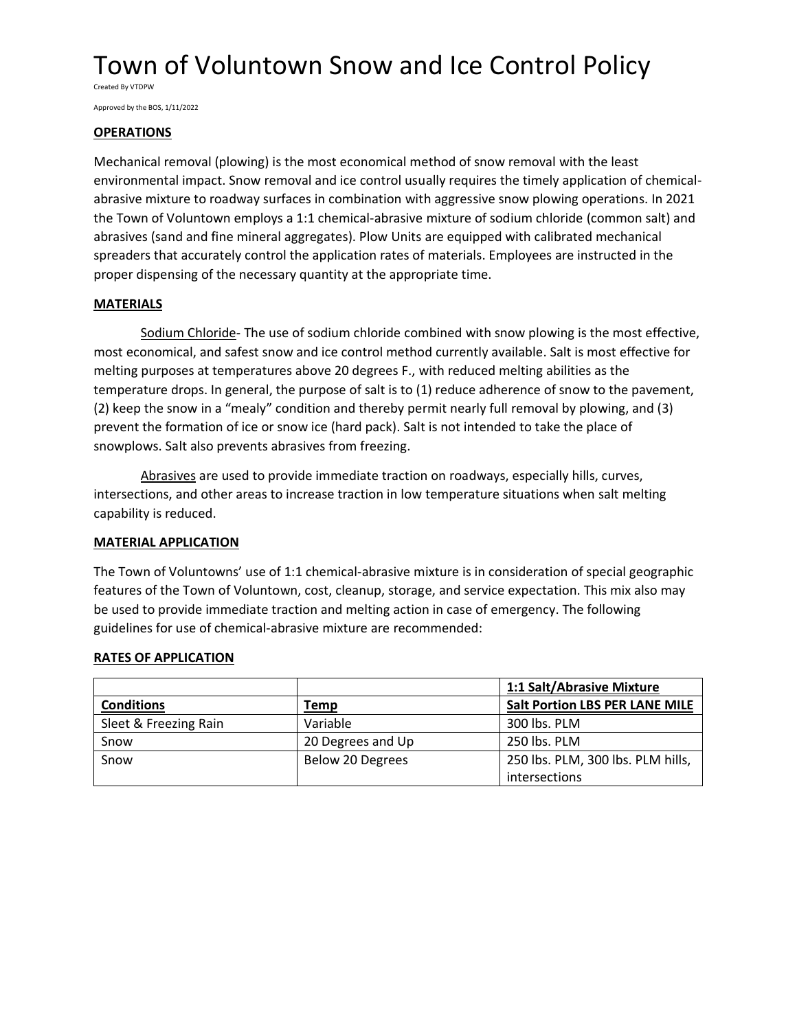# Town of Voluntown Snow and Ice Control Policy

Created By VTDPW

Approved by the BOS, 1/11/2022

**OPERATIONS**

Mechanical removal (plowing) is the most economical method of snow removal with the least environmental impact. Snow removal and ice control usually requires the timely application of chemical-abrasive mixture to roadway surfaces in combination with aggressive snow plowing operations. In 2021 the Town of Voluntown employs a 1:1 chemical-abrasive mixture of sodium chloride (common salt) and abrasives (sand and fine mineral aggregates). Plow Units are equipped with calibrated mechanical spreaders that accurately control the application rates of materials. Employees are instructed in the proper dispensing of the necessary quantity at the appropriate time.

**MATERIALS**

Sodium Chloride- The use of sodium chloride combined with snow plowing is the most effective, most economical, and safest snow and ice control method currently available. Salt is most effective for melting purposes at temperatures above 20 degrees F., with reduced melting abilities as the temperature drops. In general, the purpose of salt is to (1) reduce adherence of snow to the pavement, (2) keep the snow in a "mealy" condition and thereby permit nearly full removal by plowing, and (3) prevent the formation of ice or snow ice (hard pack). Salt is not intended to take the place of snowplows. Salt also prevents abrasives from freezing.

Abrasives are used to provide immediate traction on roadways, especially hills, curves, intersections, and other areas to increase traction in low temperature situations when salt melting capability is reduced.

**MATERIAL APPLICATION**

The Town of Voluntowns' use of 1:1 chemical-abrasive mixture is in consideration of special geographic features of the Town of Voluntown, cost, cleanup, storage, and service expectation. This mix also may be used to provide immediate traction and melting action in case of emergency. The following guidelines for use of chemical-abrasive mixture are recommended:

**RATES OF APPLICATION**

| | | **1:1 Salt/Abrasive Mixture** |
|---|---|---|
| **Conditions** | **Temp** | **Salt Portion LBS PER LANE MILE** |
| Sleet & Freezing Rain | Variable | 300 lbs. PLM |
| Snow | 20 Degrees and Up | 250 lbs. PLM |
| Snow | Below 20 Degrees | 250 lbs. PLM, 300 lbs. PLM hills, intersections |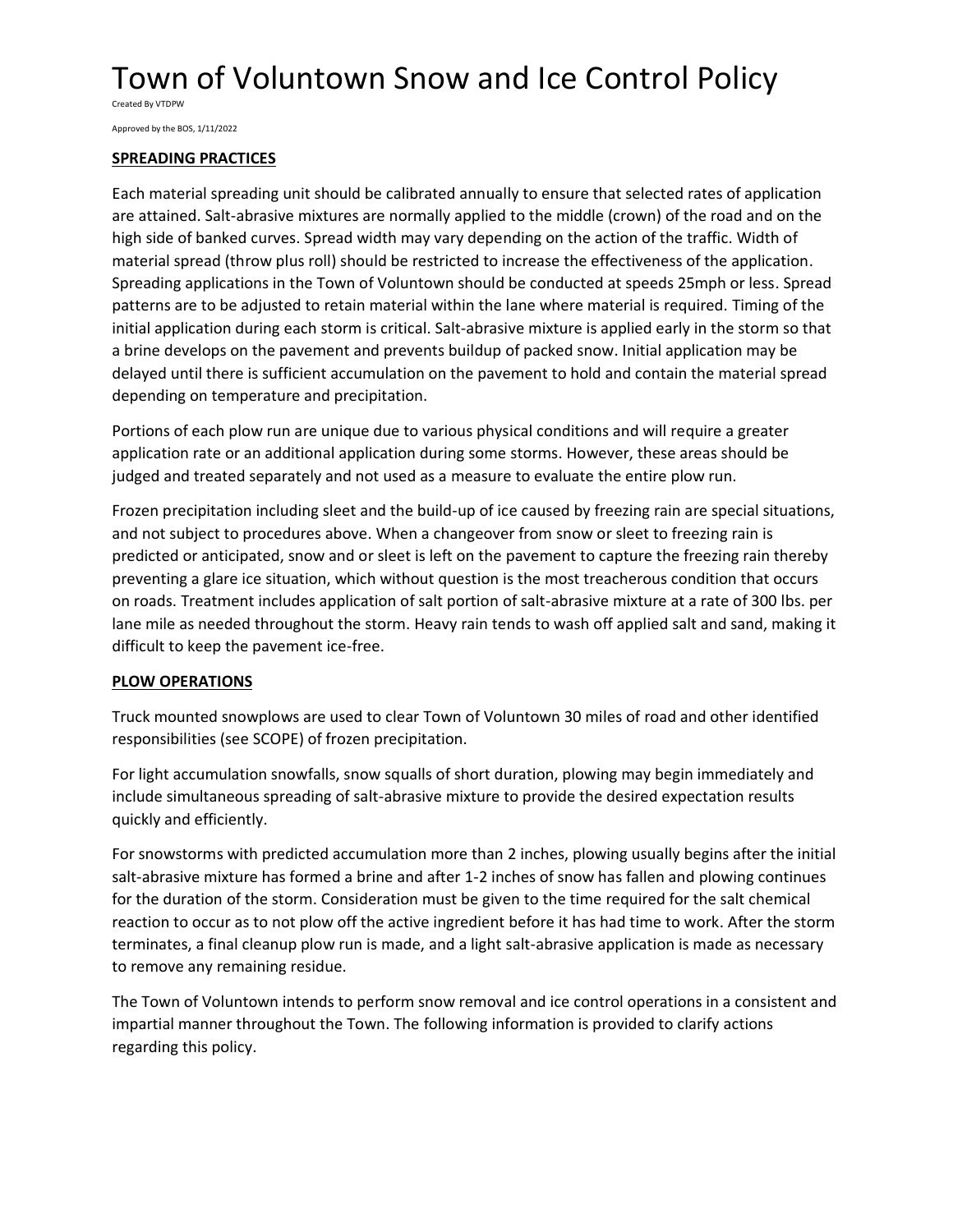# Town of Voluntown Snow and Ice Control Policy

Created By VTDPW

Approved by the BOS, 1/11/2022

**SPREADING PRACTICES**

Each material spreading unit should be calibrated annually to ensure that selected rates of application are attained. Salt-abrasive mixtures are normally applied to the middle (crown) of the road and on the high side of banked curves. Spread width may vary depending on the action of the traffic. Width of material spread (throw plus roll) should be restricted to increase the effectiveness of the application. Spreading applications in the Town of Voluntown should be conducted at speeds 25mph or less. Spread patterns are to be adjusted to retain material within the lane where material is required. Timing of the initial application during each storm is critical. Salt-abrasive mixture is applied early in the storm so that a brine develops on the pavement and prevents buildup of packed snow. Initial application may be delayed until there is sufficient accumulation on the pavement to hold and contain the material spread depending on temperature and precipitation.

Portions of each plow run are unique due to various physical conditions and will require a greater application rate or an additional application during some storms. However, these areas should be judged and treated separately and not used as a measure to evaluate the entire plow run.

Frozen precipitation including sleet and the build-up of ice caused by freezing rain are special situations, and not subject to procedures above. When a changeover from snow or sleet to freezing rain is predicted or anticipated, snow and or sleet is left on the pavement to capture the freezing rain thereby preventing a glare ice situation, which without question is the most treacherous condition that occurs on roads. Treatment includes application of salt portion of salt-abrasive mixture at a rate of 300 lbs. per lane mile as needed throughout the storm. Heavy rain tends to wash off applied salt and sand, making it difficult to keep the pavement ice-free.

**PLOW OPERATIONS**

Truck mounted snowplows are used to clear Town of Voluntown 30 miles of road and other identified responsibilities (see SCOPE) of frozen precipitation.

For light accumulation snowfalls, snow squalls of short duration, plowing may begin immediately and include simultaneous spreading of salt-abrasive mixture to provide the desired expectation results quickly and efficiently.

For snowstorms with predicted accumulation more than 2 inches, plowing usually begins after the initial salt-abrasive mixture has formed a brine and after 1-2 inches of snow has fallen and plowing continues for the duration of the storm. Consideration must be given to the time required for the salt chemical reaction to occur as to not plow off the active ingredient before it has had time to work. After the storm terminates, a final cleanup plow run is made, and a light salt-abrasive application is made as necessary to remove any remaining residue.

The Town of Voluntown intends to perform snow removal and ice control operations in a consistent and impartial manner throughout the Town. The following information is provided to clarify actions regarding this policy.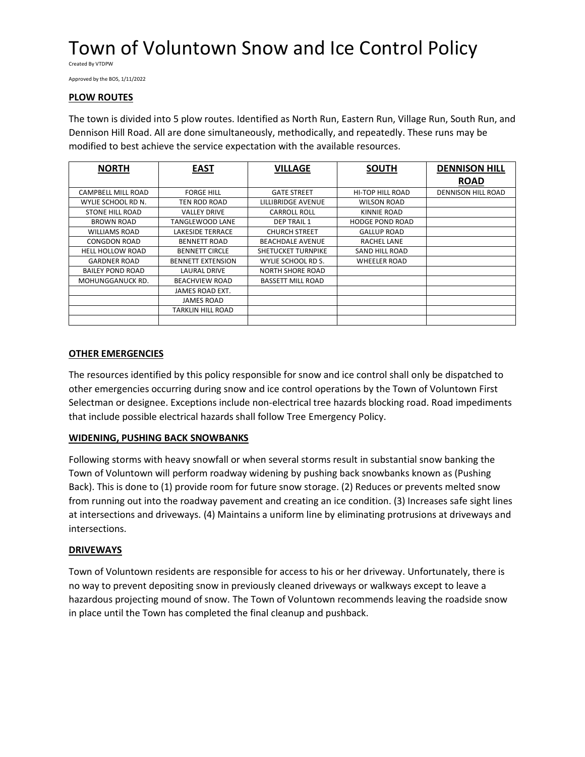# Town of Voluntown Snow and Ice Control Policy

Created By VTDPW

Approved by the BOS, 1/11/2022

## PLOW ROUTES

The town is divided into 5 plow routes. Identified as North Run, Eastern Run, Village Run, South Run, and Dennison Hill Road. All are done simultaneously, methodically, and repeatedly. These runs may be modified to best achieve the service expectation with the available resources.

| NORTH | EAST | VILLAGE | SOUTH | DENNISON HILL ROAD |
|---|---|---|---|---|
| CAMPBELL MILL ROAD | FORGE HILL | GATE STREET | HI-TOP HILL ROAD | DENNISON HILL ROAD |
| WYLIE SCHOOL RD N. | TEN ROD ROAD | LILLIBRIDGE AVENUE | WILSON ROAD | |
| STONE HILL ROAD | VALLEY DRIVE | CARROLL ROLL | KINNIE ROAD | |
| BROWN ROAD | TANGLEWOOD LANE | DEP TRAIL 1 | HODGE POND ROAD | |
| WILLIAMS ROAD | LAKESIDE TERRACE | CHURCH STREET | GALLUP ROAD | |
| CONGDON ROAD | BENNETT ROAD | BEACHDALE AVENUE | RACHEL LANE | |
| HELL HOLLOW ROAD | BENNETT CIRCLE | SHETUCKET TURNPIKE | SAND HILL ROAD | |
| GARDNER ROAD | BENNETT EXTENSION | WYLIE SCHOOL RD S. | WHEELER ROAD | |
| BAILEY POND ROAD | LAURAL DRIVE | NORTH SHORE ROAD | | |
| MOHUNGGANUCK RD. | BEACHVIEW ROAD | BASSETT MILL ROAD | | |
| | JAMES ROAD EXT. | | | |
| | JAMES ROAD | | | |
| | TARKLIN HILL ROAD | | | |
| | | | | |

## OTHER EMERGENCIES

The resources identified by this policy responsible for snow and ice control shall only be dispatched to other emergencies occurring during snow and ice control operations by the Town of Voluntown First Selectman or designee. Exceptions include non-electrical tree hazards blocking road. Road impediments that include possible electrical hazards shall follow Tree Emergency Policy.

## WIDENING, PUSHING BACK SNOWBANKS

Following storms with heavy snowfall or when several storms result in substantial snow banking the Town of Voluntown will perform roadway widening by pushing back snowbanks known as (Pushing Back). This is done to (1) provide room for future snow storage. (2) Reduces or prevents melted snow from running out into the roadway pavement and creating an ice condition. (3) Increases safe sight lines at intersections and driveways. (4) Maintains a uniform line by eliminating protrusions at driveways and intersections.

## DRIVEWAYS

Town of Voluntown residents are responsible for access to his or her driveway. Unfortunately, there is no way to prevent depositing snow in previously cleaned driveways or walkways except to leave a hazardous projecting mound of snow. The Town of Voluntown recommends leaving the roadside snow in place until the Town has completed the final cleanup and pushback.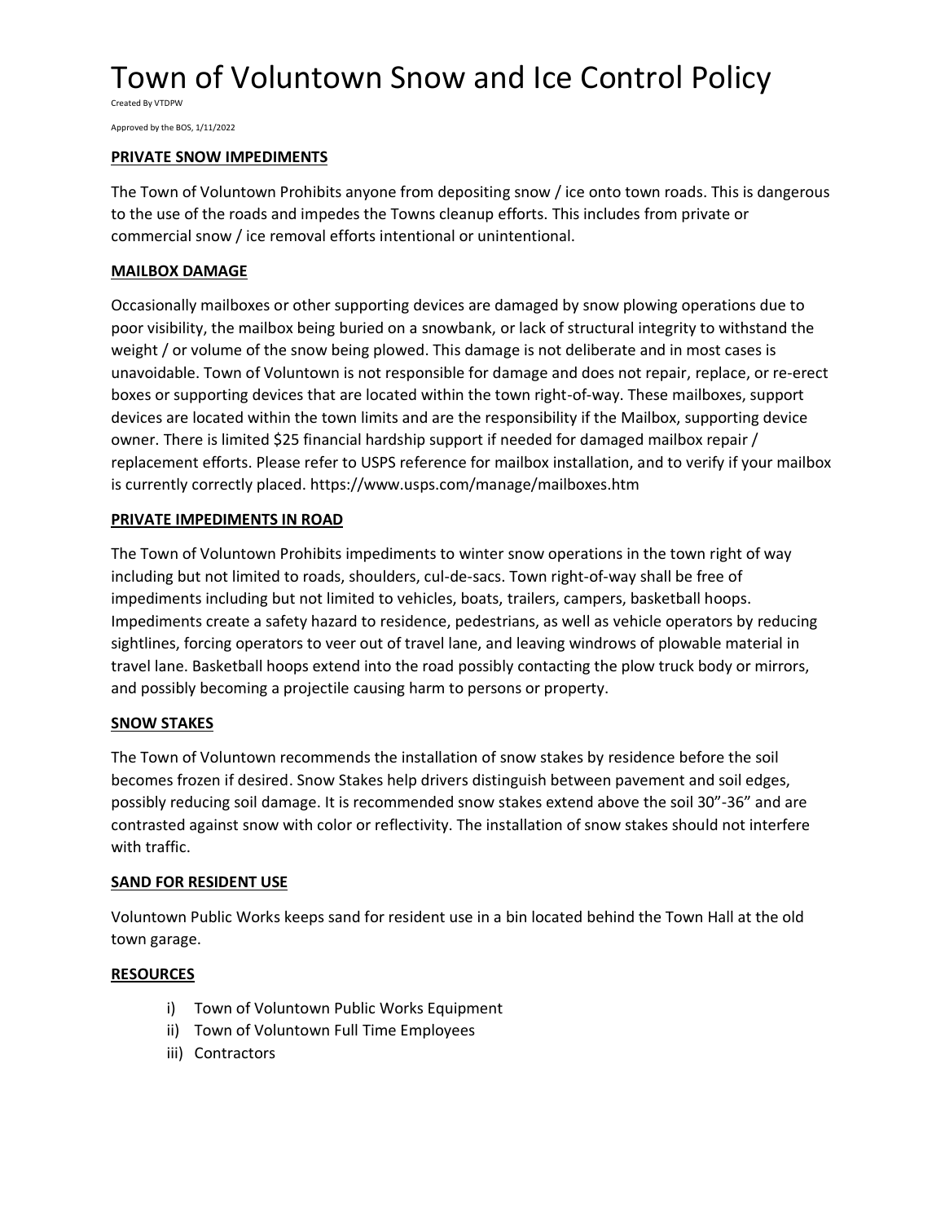# Town of Voluntown Snow and Ice Control Policy

Created By VTDPW

Approved by the BOS, 1/11/2022

**PRIVATE SNOW IMPEDIMENTS**

The Town of Voluntown Prohibits anyone from depositing snow / ice onto town roads. This is dangerous to the use of the roads and impedes the Towns cleanup efforts. This includes from private or commercial snow / ice removal efforts intentional or unintentional.

**MAILBOX DAMAGE**

Occasionally mailboxes or other supporting devices are damaged by snow plowing operations due to poor visibility, the mailbox being buried on a snowbank, or lack of structural integrity to withstand the weight / or volume of the snow being plowed. This damage is not deliberate and in most cases is unavoidable. Town of Voluntown is not responsible for damage and does not repair, replace, or re-erect boxes or supporting devices that are located within the town right-of-way. These mailboxes, support devices are located within the town limits and are the responsibility if the Mailbox, supporting device owner. There is limited $25 financial hardship support if needed for damaged mailbox repair / replacement efforts. Please refer to USPS reference for mailbox installation, and to verify if your mailbox is currently correctly placed. https://www.usps.com/manage/mailboxes.htm

**PRIVATE IMPEDIMENTS IN ROAD**

The Town of Voluntown Prohibits impediments to winter snow operations in the town right of way including but not limited to roads, shoulders, cul-de-sacs. Town right-of-way shall be free of impediments including but not limited to vehicles, boats, trailers, campers, basketball hoops. Impediments create a safety hazard to residence, pedestrians, as well as vehicle operators by reducing sightlines, forcing operators to veer out of travel lane, and leaving windrows of plowable material in travel lane. Basketball hoops extend into the road possibly contacting the plow truck body or mirrors, and possibly becoming a projectile causing harm to persons or property.

**SNOW STAKES**

The Town of Voluntown recommends the installation of snow stakes by residence before the soil becomes frozen if desired. Snow Stakes help drivers distinguish between pavement and soil edges, possibly reducing soil damage. It is recommended snow stakes extend above the soil 30”-36” and are contrasted against snow with color or reflectivity. The installation of snow stakes should not interfere with traffic.

**SAND FOR RESIDENT USE**

Voluntown Public Works keeps sand for resident use in a bin located behind the Town Hall at the old town garage.

**RESOURCES**

i) Town of Voluntown Public Works Equipment
ii) Town of Voluntown Full Time Employees
iii) Contractors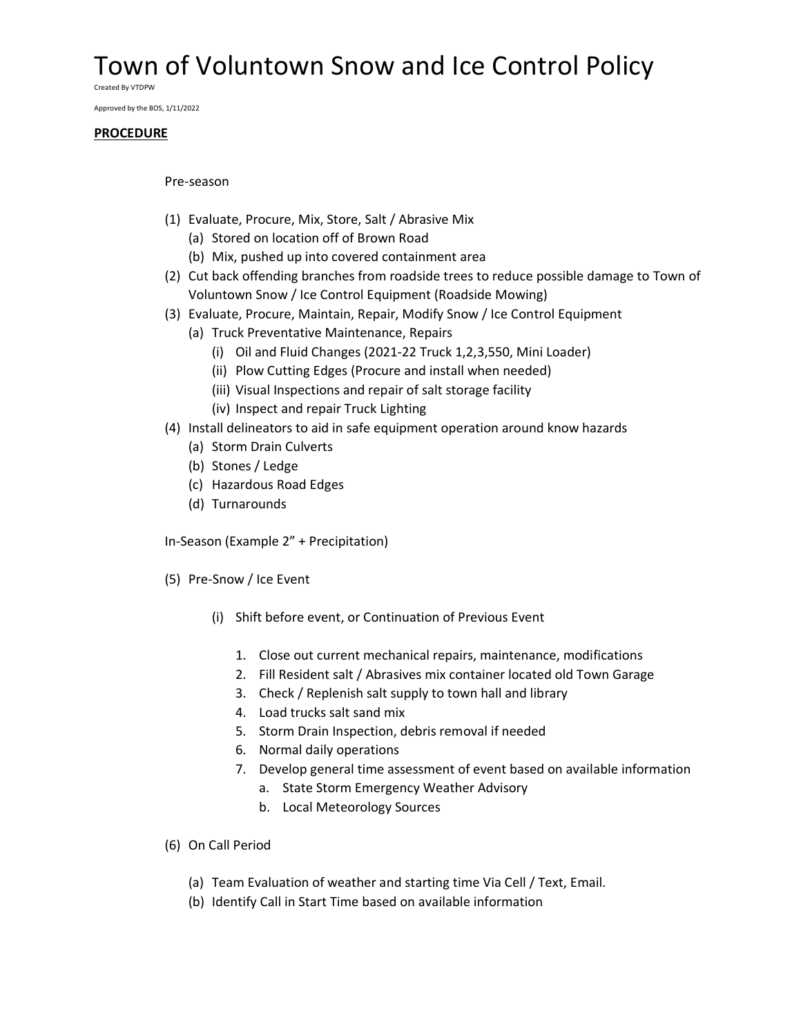# Town of Voluntown Snow and Ice Control Policy

Created By VTDPW

Approved by the BOS, 1/11/2022

**PROCEDURE**

Pre-season

(1) Evaluate, Procure, Mix, Store, Salt / Abrasive Mix
  (a) Stored on location off of Brown Road
  (b) Mix, pushed up into covered containment area
(2) Cut back offending branches from roadside trees to reduce possible damage to Town of Voluntown Snow / Ice Control Equipment (Roadside Mowing)
(3) Evaluate, Procure, Maintain, Repair, Modify Snow / Ice Control Equipment
  (a) Truck Preventative Maintenance, Repairs
    (i) Oil and Fluid Changes (2021-22 Truck 1,2,3,550, Mini Loader)
    (ii) Plow Cutting Edges (Procure and install when needed)
    (iii) Visual Inspections and repair of salt storage facility
    (iv) Inspect and repair Truck Lighting
(4) Install delineators to aid in safe equipment operation around know hazards
  (a) Storm Drain Culverts
  (b) Stones / Ledge
  (c) Hazardous Road Edges
  (d) Turnarounds

In-Season (Example 2" + Precipitation)

(5) Pre-Snow / Ice Event

  (i) Shift before event, or Continuation of Previous Event

    1. Close out current mechanical repairs, maintenance, modifications
    2. Fill Resident salt / Abrasives mix container located old Town Garage
    3. Check / Replenish salt supply to town hall and library
    4. Load trucks salt sand mix
    5. Storm Drain Inspection, debris removal if needed
    6. Normal daily operations
    7. Develop general time assessment of event based on available information
       a. State Storm Emergency Weather Advisory
       b. Local Meteorology Sources

(6) On Call Period

  (a) Team Evaluation of weather and starting time Via Cell / Text, Email.
  (b) Identify Call in Start Time based on available information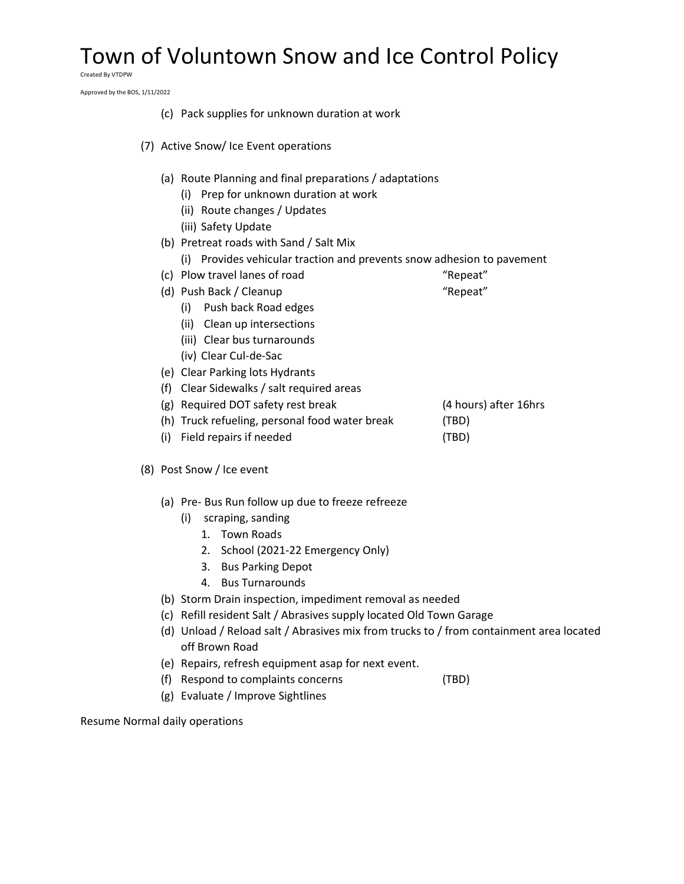(c) Pack supplies for unknown duration at work

(7) Active Snow/ Ice Event operations

(a) Route Planning and final preparations / adaptations
   (i) Prep for unknown duration at work
   (ii) Route changes / Updates
   (iii) Safety Update

(b) Pretreat roads with Sand / Salt Mix
   (i) Provides vehicular traction and prevents snow adhesion to pavement

(c) Plow travel lanes of road "Repeat"

(d) Push Back / Cleanup "Repeat"
   (i) Push back Road edges
   (ii) Clean up intersections
   (iii) Clear bus turnarounds
   (iv) Clear Cul-de-Sac

(e) Clear Parking lots Hydrants

(f) Clear Sidewalks / salt required areas

(g) Required DOT safety rest break (4 hours) after 16hrs

(h) Truck refueling, personal food water break (TBD)

(i) Field repairs if needed (TBD)

(8) Post Snow / Ice event

(a) Pre- Bus Run follow up due to freeze refreeze
   (i) scraping, sanding
      1. Town Roads
      2. School (2021-22 Emergency Only)
      3. Bus Parking Depot
      4. Bus Turnarounds

(b) Storm Drain inspection, impediment removal as needed

(c) Refill resident Salt / Abrasives supply located Old Town Garage

(d) Unload / Reload salt / Abrasives mix from trucks to / from containment area located off Brown Road

(e) Repairs, refresh equipment asap for next event.

(f) Respond to complaints concerns (TBD)

(g) Evaluate / Improve Sightlines

Resume Normal daily operations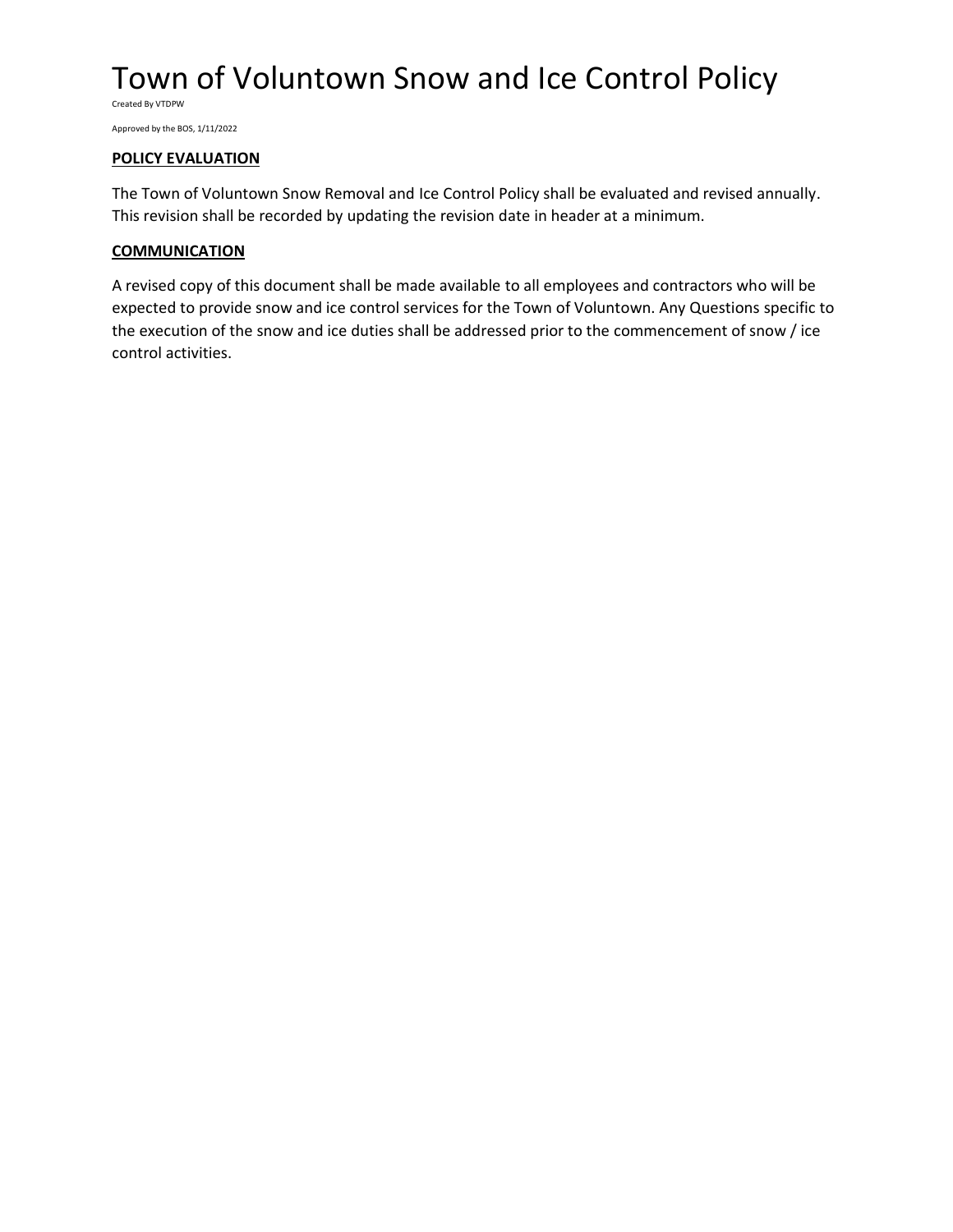# Town of Voluntown Snow and Ice Control Policy

Created By VTDPW

Approved by the BOS, 1/11/2022

**POLICY EVALUATION**

The Town of Voluntown Snow Removal and Ice Control Policy shall be evaluated and revised annually. This revision shall be recorded by updating the revision date in header at a minimum.

**COMMUNICATION**

A revised copy of this document shall be made available to all employees and contractors who will be expected to provide snow and ice control services for the Town of Voluntown. Any Questions specific to the execution of the snow and ice duties shall be addressed prior to the commencement of snow / ice control activities.